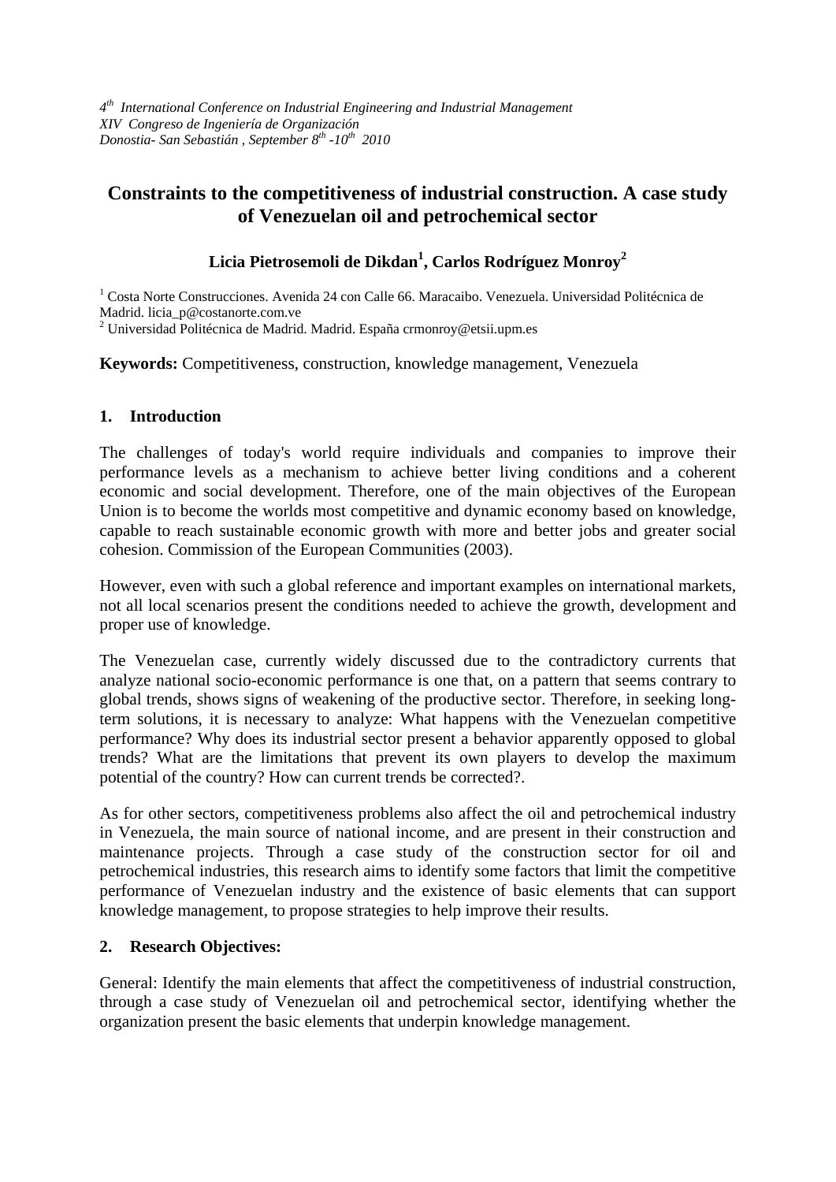*4th International Conference on Industrial Engineering and Industrial Management*
*XIV Congreso de Ingeniería de Organización*
*Donostia- San Sebastián , September 8th -10th 2010*

# Constraints to the competitiveness of industrial construction. A case study of Venezuelan oil and petrochemical sector

**Licia Pietrosemoli de Dikdan[1], Carlos Rodríguez Monroy[2]**

[1] Costa Norte Construcciones. Avenida 24 con Calle 66. Maracaibo. Venezuela. Universidad Politécnica de Madrid. licia_p@costanorte.com.ve
[2] Universidad Politécnica de Madrid. Madrid. España crmonroy@etsii.upm.es

**Keywords:** Competitiveness, construction, knowledge management, Venezuela

## 1. Introduction

The challenges of today's world require individuals and companies to improve their performance levels as a mechanism to achieve better living conditions and a coherent economic and social development. Therefore, one of the main objectives of the European Union is to become the worlds most competitive and dynamic economy based on knowledge, capable to reach sustainable economic growth with more and better jobs and greater social cohesion. Commission of the European Communities (2003).

However, even with such a global reference and important examples on international markets, not all local scenarios present the conditions needed to achieve the growth, development and proper use of knowledge.

The Venezuelan case, currently widely discussed due to the contradictory currents that analyze national socio-economic performance is one that, on a pattern that seems contrary to global trends, shows signs of weakening of the productive sector. Therefore, in seeking long-term solutions, it is necessary to analyze: What happens with the Venezuelan competitive performance? Why does its industrial sector present a behavior apparently opposed to global trends? What are the limitations that prevent its own players to develop the maximum potential of the country? How can current trends be corrected?.

As for other sectors, competitiveness problems also affect the oil and petrochemical industry in Venezuela, the main source of national income, and are present in their construction and maintenance projects. Through a case study of the construction sector for oil and petrochemical industries, this research aims to identify some factors that limit the competitive performance of Venezuelan industry and the existence of basic elements that can support knowledge management, to propose strategies to help improve their results.

## 2. Research Objectives:

General: Identify the main elements that affect the competitiveness of industrial construction, through a case study of Venezuelan oil and petrochemical sector, identifying whether the organization present the basic elements that underpin knowledge management.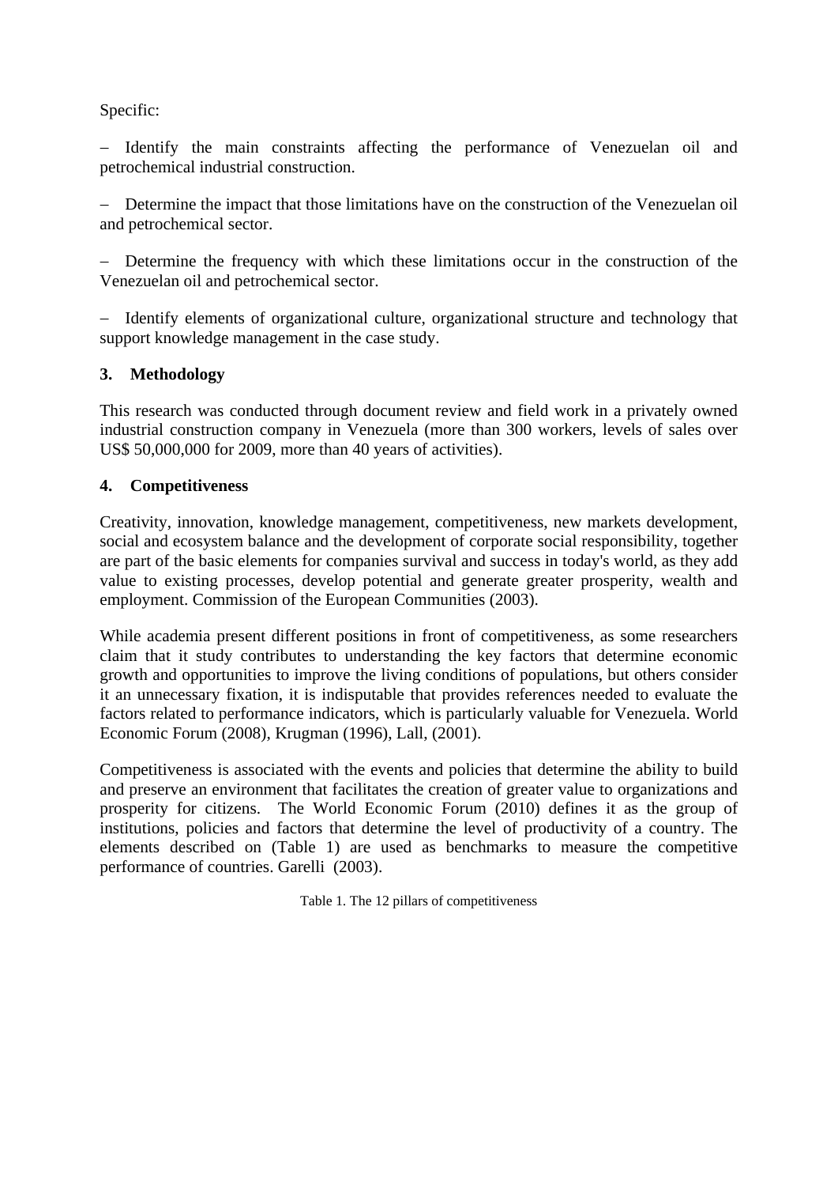Specific:

– Identify the main constraints affecting the performance of Venezuelan oil and petrochemical industrial construction.

– Determine the impact that those limitations have on the construction of the Venezuelan oil and petrochemical sector.

– Determine the frequency with which these limitations occur in the construction of the Venezuelan oil and petrochemical sector.

– Identify elements of organizational culture, organizational structure and technology that support knowledge management in the case study.

## 3. Methodology

This research was conducted through document review and field work in a privately owned industrial construction company in Venezuela (more than 300 workers, levels of sales over US$ 50,000,000 for 2009, more than 40 years of activities).

## 4. Competitiveness

Creativity, innovation, knowledge management, competitiveness, new markets development, social and ecosystem balance and the development of corporate social responsibility, together are part of the basic elements for companies survival and success in today's world, as they add value to existing processes, develop potential and generate greater prosperity, wealth and employment. Commission of the European Communities (2003).

While academia present different positions in front of competitiveness, as some researchers claim that it study contributes to understanding the key factors that determine economic growth and opportunities to improve the living conditions of populations, but others consider it an unnecessary fixation, it is indisputable that provides references needed to evaluate the factors related to performance indicators, which is particularly valuable for Venezuela. World Economic Forum (2008), Krugman (1996), Lall, (2001).

Competitiveness is associated with the events and policies that determine the ability to build and preserve an environment that facilitates the creation of greater value to organizations and prosperity for citizens. The World Economic Forum (2010) defines it as the group of institutions, policies and factors that determine the level of productivity of a country. The elements described on (Table 1) are used as benchmarks to measure the competitive performance of countries. Garelli (2003).

Table 1. The 12 pillars of competitiveness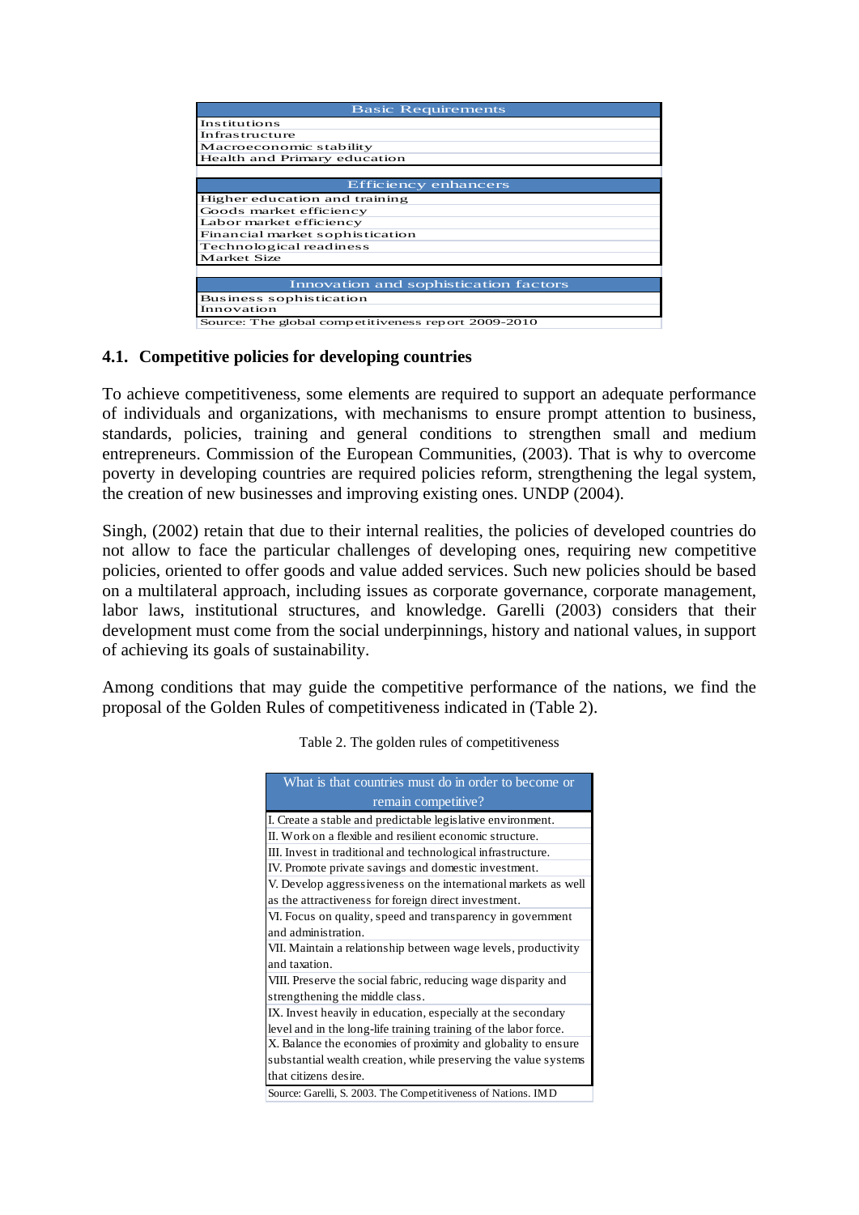| Basic Requirements |
|---|
| Institutions |
| Infrastructure |
| Macroeconomic stability |
| Health and Primary education |
| **Efficiency enhancers** |
| Higher education and training |
| Goods market efficiency |
| Labor market efficiency |
| Financial market sophistication |
| Technological readiness |
| Market Size |
| **Innovation and sophistication factors** |
| Business sophistication |
| Innovation |
| Source: The global competitiveness report 2009-2010 |

### 4.1. Competitive policies for developing countries

To achieve competitiveness, some elements are required to support an adequate performance of individuals and organizations, with mechanisms to ensure prompt attention to business, standards, policies, training and general conditions to strengthen small and medium entrepreneurs. Commission of the European Communities, (2003). That is why to overcome poverty in developing countries are required policies reform, strengthening the legal system, the creation of new businesses and improving existing ones. UNDP (2004).

Singh, (2002) retain that due to their internal realities, the policies of developed countries do not allow to face the particular challenges of developing ones, requiring new competitive policies, oriented to offer goods and value added services. Such new policies should be based on a multilateral approach, including issues as corporate governance, corporate management, labor laws, institutional structures, and knowledge. Garelli (2003) considers that their development must come from the social underpinnings, history and national values, in support of achieving its goals of sustainability.

Among conditions that may guide the competitive performance of the nations, we find the proposal of the Golden Rules of competitiveness indicated in (Table 2).

Table 2. The golden rules of competitiveness

| What is that countries must do in order to become or remain competitive? |
|---|
| I. Create a stable and predictable legislative environment. |
| II. Work on a flexible and resilient economic structure. |
| III. Invest in traditional and technological infrastructure. |
| IV. Promote private savings and domestic investment. |
| V. Develop aggressiveness on the international markets as well as the attractiveness for foreign direct investment. |
| VI. Focus on quality, speed and transparency in government and administration. |
| VII. Maintain a relationship between wage levels, productivity and taxation. |
| VIII. Preserve the social fabric, reducing wage disparity and strengthening the middle class. |
| IX. Invest heavily in education, especially at the secondary level and in the long-life training training of the labor force. |
| X. Balance the economies of proximity and globality to ensure substantial wealth creation, while preserving the value systems that citizens desire. |
| Source: Garelli, S. 2003. The Competitiveness of Nations. IMD |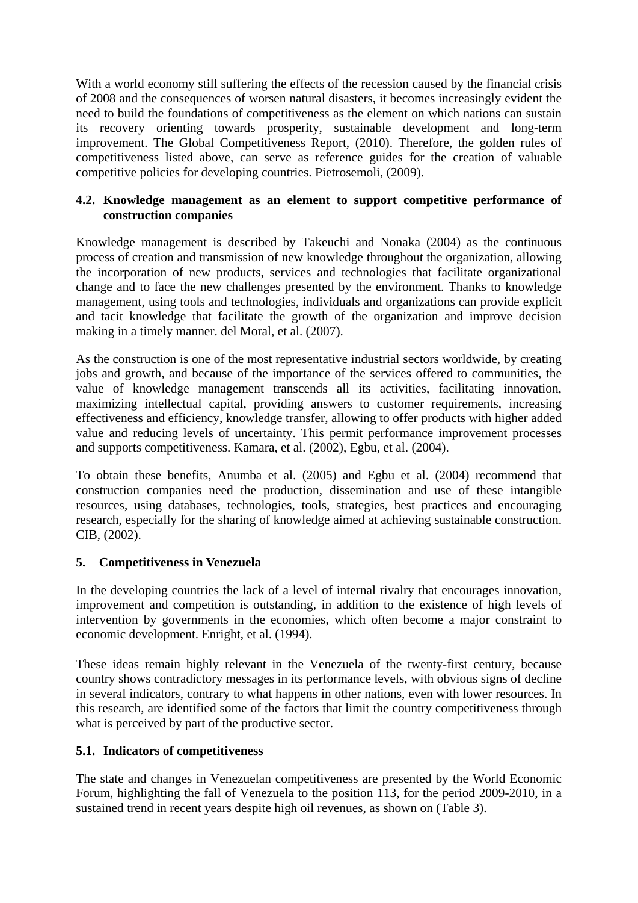With a world economy still suffering the effects of the recession caused by the financial crisis of 2008 and the consequences of worsen natural disasters, it becomes increasingly evident the need to build the foundations of competitiveness as the element on which nations can sustain its recovery orienting towards prosperity, sustainable development and long-term improvement. The Global Competitiveness Report, (2010). Therefore, the golden rules of competitiveness listed above, can serve as reference guides for the creation of valuable competitive policies for developing countries. Pietrosemoli, (2009).

### 4.2. Knowledge management as an element to support competitive performance of construction companies

Knowledge management is described by Takeuchi and Nonaka (2004) as the continuous process of creation and transmission of new knowledge throughout the organization, allowing the incorporation of new products, services and technologies that facilitate organizational change and to face the new challenges presented by the environment. Thanks to knowledge management, using tools and technologies, individuals and organizations can provide explicit and tacit knowledge that facilitate the growth of the organization and improve decision making in a timely manner. del Moral, et al. (2007).

As the construction is one of the most representative industrial sectors worldwide, by creating jobs and growth, and because of the importance of the services offered to communities, the value of knowledge management transcends all its activities, facilitating innovation, maximizing intellectual capital, providing answers to customer requirements, increasing effectiveness and efficiency, knowledge transfer, allowing to offer products with higher added value and reducing levels of uncertainty. This permit performance improvement processes and supports competitiveness. Kamara, et al. (2002), Egbu, et al. (2004).

To obtain these benefits, Anumba et al. (2005) and Egbu et al. (2004) recommend that construction companies need the production, dissemination and use of these intangible resources, using databases, technologies, tools, strategies, best practices and encouraging research, especially for the sharing of knowledge aimed at achieving sustainable construction. CIB, (2002).

## 5. Competitiveness in Venezuela

In the developing countries the lack of a level of internal rivalry that encourages innovation, improvement and competition is outstanding, in addition to the existence of high levels of intervention by governments in the economies, which often become a major constraint to economic development. Enright, et al. (1994).

These ideas remain highly relevant in the Venezuela of the twenty-first century, because country shows contradictory messages in its performance levels, with obvious signs of decline in several indicators, contrary to what happens in other nations, even with lower resources. In this research, are identified some of the factors that limit the country competitiveness through what is perceived by part of the productive sector.

### 5.1. Indicators of competitiveness

The state and changes in Venezuelan competitiveness are presented by the World Economic Forum, highlighting the fall of Venezuela to the position 113, for the period 2009-2010, in a sustained trend in recent years despite high oil revenues, as shown on (Table 3).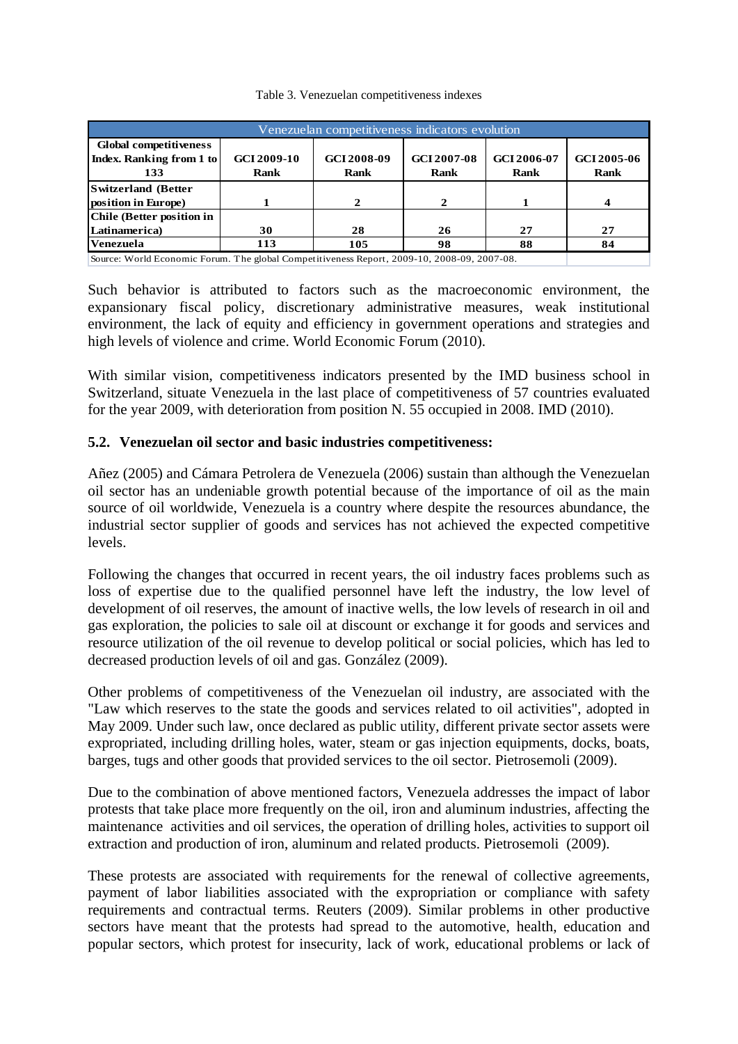Table 3. Venezuelan competitiveness indexes

| Venezuelan competitiveness indicators evolution | | | | | |
|---|---|---|---|---|---|
| **Global competitiveness Index. Ranking from 1 to 133** | **GCI 2009-10 Rank** | **GCI 2008-09 Rank** | **GCI 2007-08 Rank** | **GCI 2006-07 Rank** | **GCI 2005-06 Rank** |
| **Switzerland (Better position in Europe)** | 1 | 2 | 2 | 1 | 4 |
| **Chile (Better position in Latinamerica)** | 30 | 28 | 26 | 27 | 27 |
| **Venezuela** | 113 | 105 | 98 | 88 | 84 |

Source: World Economic Forum. The global Competitiveness Report, 2009-10, 2008-09, 2007-08.

Such behavior is attributed to factors such as the macroeconomic environment, the expansionary fiscal policy, discretionary administrative measures, weak institutional environment, the lack of equity and efficiency in government operations and strategies and high levels of violence and crime. World Economic Forum (2010).

With similar vision, competitiveness indicators presented by the IMD business school in Switzerland, situate Venezuela in the last place of competitiveness of 57 countries evaluated for the year 2009, with deterioration from position N. 55 occupied in 2008. IMD (2010).

### 5.2. Venezuelan oil sector and basic industries competitiveness:

Añez (2005) and Cámara Petrolera de Venezuela (2006) sustain than although the Venezuelan oil sector has an undeniable growth potential because of the importance of oil as the main source of oil worldwide, Venezuela is a country where despite the resources abundance, the industrial sector supplier of goods and services has not achieved the expected competitive levels.

Following the changes that occurred in recent years, the oil industry faces problems such as loss of expertise due to the qualified personnel have left the industry, the low level of development of oil reserves, the amount of inactive wells, the low levels of research in oil and gas exploration, the policies to sale oil at discount or exchange it for goods and services and resource utilization of the oil revenue to develop political or social policies, which has led to decreased production levels of oil and gas. González (2009).

Other problems of competitiveness of the Venezuelan oil industry, are associated with the "Law which reserves to the state the goods and services related to oil activities", adopted in May 2009. Under such law, once declared as public utility, different private sector assets were expropriated, including drilling holes, water, steam or gas injection equipments, docks, boats, barges, tugs and other goods that provided services to the oil sector. Pietrosemoli (2009).

Due to the combination of above mentioned factors, Venezuela addresses the impact of labor protests that take place more frequently on the oil, iron and aluminum industries, affecting the maintenance activities and oil services, the operation of drilling holes, activities to support oil extraction and production of iron, aluminum and related products. Pietrosemoli (2009).

These protests are associated with requirements for the renewal of collective agreements, payment of labor liabilities associated with the expropriation or compliance with safety requirements and contractual terms. Reuters (2009). Similar problems in other productive sectors have meant that the protests had spread to the automotive, health, education and popular sectors, which protest for insecurity, lack of work, educational problems or lack of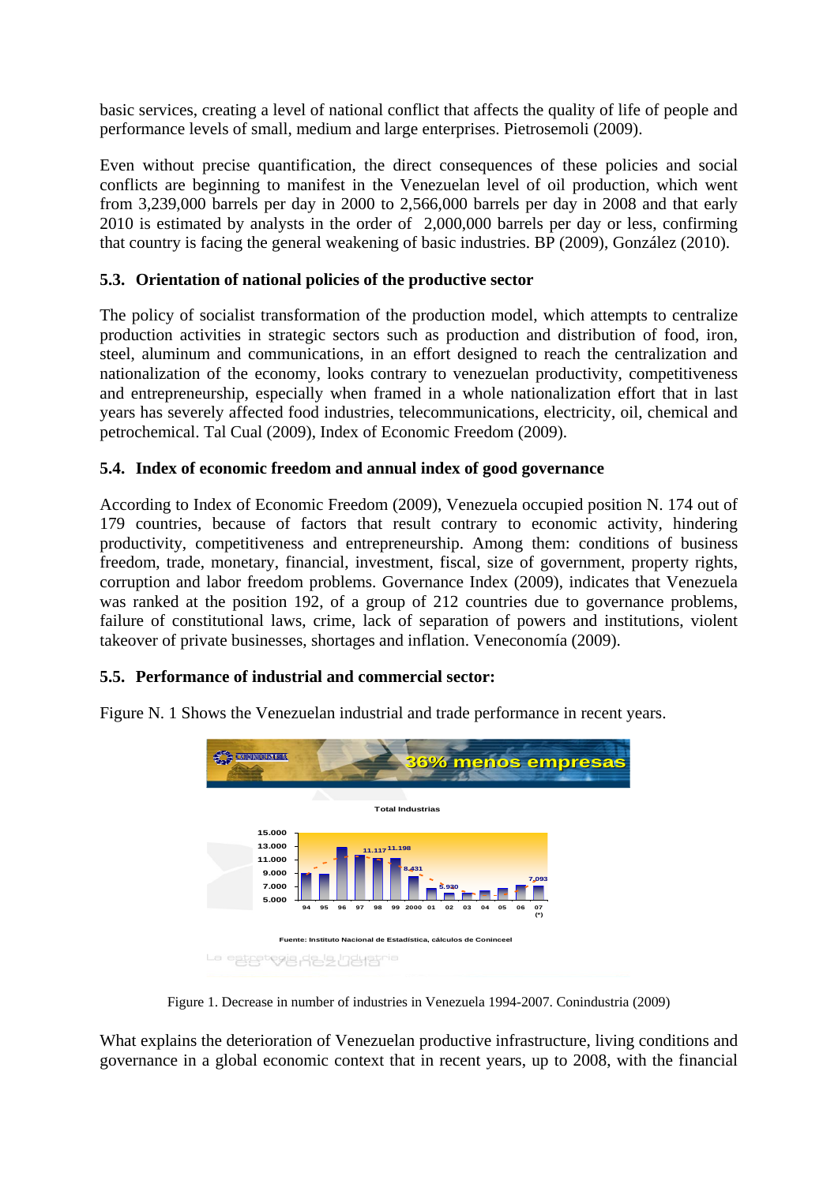basic services, creating a level of national conflict that affects the quality of life of people and performance levels of small, medium and large enterprises. Pietrosemoli (2009).

Even without precise quantification, the direct consequences of these policies and social conflicts are beginning to manifest in the Venezuelan level of oil production, which went from 3,239,000 barrels per day in 2000 to 2,566,000 barrels per day in 2008 and that early 2010 is estimated by analysts in the order of 2,000,000 barrels per day or less, confirming that country is facing the general weakening of basic industries. BP (2009), González (2010).

### 5.3. Orientation of national policies of the productive sector

The policy of socialist transformation of the production model, which attempts to centralize production activities in strategic sectors such as production and distribution of food, iron, steel, aluminum and communications, in an effort designed to reach the centralization and nationalization of the economy, looks contrary to venezuelan productivity, competitiveness and entrepreneurship, especially when framed in a whole nationalization effort that in last years has severely affected food industries, telecommunications, electricity, oil, chemical and petrochemical. Tal Cual (2009), Index of Economic Freedom (2009).

### 5.4. Index of economic freedom and annual index of good governance

According to Index of Economic Freedom (2009), Venezuela occupied position N. 174 out of 179 countries, because of factors that result contrary to economic activity, hindering productivity, competitiveness and entrepreneurship. Among them: conditions of business freedom, trade, monetary, financial, investment, fiscal, size of government, property rights, corruption and labor freedom problems. Governance Index (2009), indicates that Venezuela was ranked at the position 192, of a group of 212 countries due to governance problems, failure of constitutional laws, crime, lack of separation of powers and institutions, violent takeover of private businesses, shortages and inflation. Veneconomía (2009).

### 5.5. Performance of industrial and commercial sector:

Figure N. 1 Shows the Venezuelan industrial and trade performance in recent years.

Figure 1. Decrease in number of industries in Venezuela 1994-2007. Conindustria (2009)

What explains the deterioration of Venezuelan productive infrastructure, living conditions and governance in a global economic context that in recent years, up to 2008, with the financial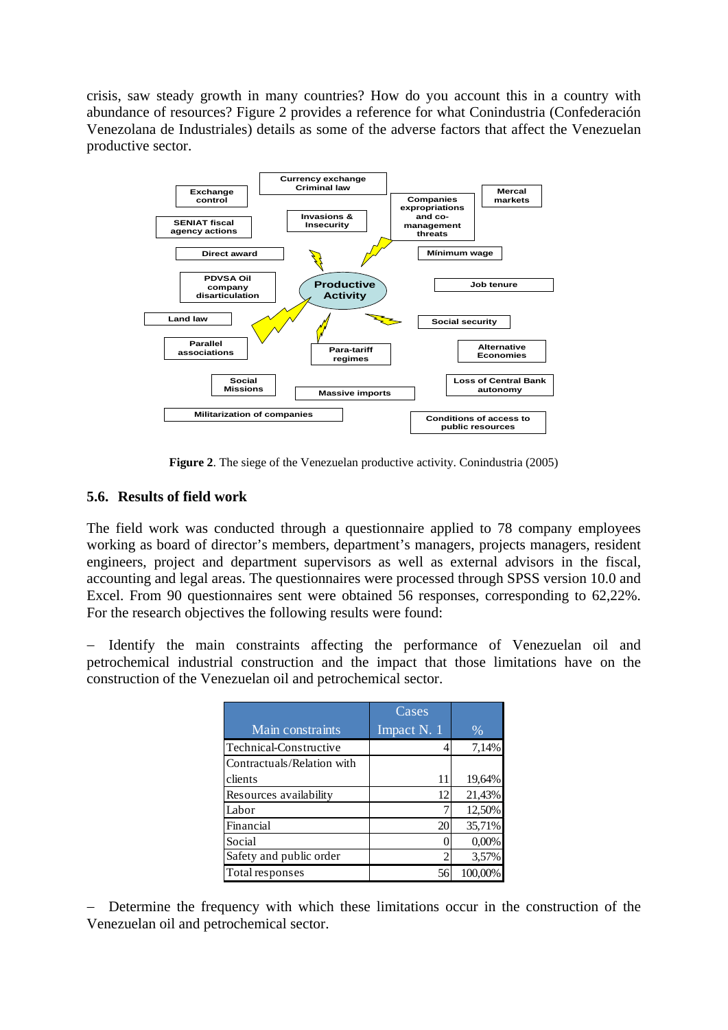crisis, saw steady growth in many countries? How do you account this in a country with abundance of resources? Figure 2 provides a reference for what Conindustria (Confederación Venezolana de Industriales) details as some of the adverse factors that affect the Venezuelan productive sector.

**Figure 2**. The siege of the Venezuelan productive activity. Conindustria (2005)

### 5.6. Results of field work

The field work was conducted through a questionnaire applied to 78 company employees working as board of director's members, department's managers, projects managers, resident engineers, project and department supervisors as well as external advisors in the fiscal, accounting and legal areas. The questionnaires were processed through SPSS version 10.0 and Excel. From 90 questionnaires sent were obtained 56 responses, corresponding to 62,22%. For the research objectives the following results were found:

– Identify the main constraints affecting the performance of Venezuelan oil and petrochemical industrial construction and the impact that those limitations have on the construction of the Venezuelan oil and petrochemical sector.

| Main constraints | Cases Impact N. 1 | % |
|---|---|---|
| Technical-Constructive | 4 | 7,14% |
| Contractuals/Relation with clients | 11 | 19,64% |
| Resources availability | 12 | 21,43% |
| Labor | 7 | 12,50% |
| Financial | 20 | 35,71% |
| Social | 0 | 0,00% |
| Safety and public order | 2 | 3,57% |
| Total responses | 56 | 100,00% |

– Determine the frequency with which these limitations occur in the construction of the Venezuelan oil and petrochemical sector.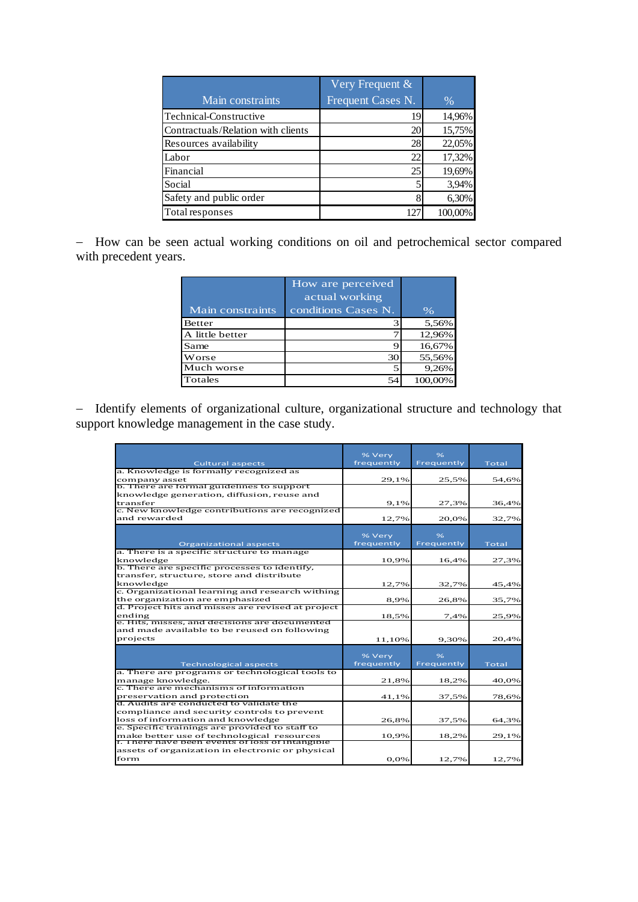| Main constraints | Very Frequent & Frequent Cases N. | % |
|---|---|---|
| Technical-Constructive | 19 | 14,96% |
| Contractuals/Relation with clients | 20 | 15,75% |
| Resources availability | 28 | 22,05% |
| Labor | 22 | 17,32% |
| Financial | 25 | 19,69% |
| Social | 5 | 3,94% |
| Safety and public order | 8 | 6,30% |
| Total responses | 127 | 100,00% |

– How can be seen actual working conditions on oil and petrochemical sector compared with precedent years.

| Main constraints | How are perceived actual working conditions Cases N. | % |
|---|---|---|
| Better | 3 | 5,56% |
| A little better | 7 | 12,96% |
| Same | 9 | 16,67% |
| Worse | 30 | 55,56% |
| Much worse | 5 | 9,26% |
| Totales | 54 | 100,00% |

– Identify elements of organizational culture, organizational structure and technology that support knowledge management in the case study.

| Cultural aspects | % Very frequently | % Frequently | Total |
|---|---|---|---|
| a. Knowledge is formally recognized as company asset | 29,1% | 25,5% | 54,6% |
| b. There are formal guidelines to support knowledge generation, diffusion, reuse and transfer | 9,1% | 27,3% | 36,4% |
| c. New knowledge contributions are recognized and rewarded | 12,7% | 20,0% | 32,7% |
| **Organizational aspects** | **% Very frequently** | **% Frequently** | **Total** |
| a. There is a specific structure to manage knowledge | 10,9% | 16,4% | 27,3% |
| b. There are specific processes to identify, transfer, structure, store and distribute knowledge | 12,7% | 32,7% | 45,4% |
| c. Organizational learning and research withing the organization are emphasized | 8,9% | 26,8% | 35,7% |
| d. Project hits and misses are revised at project ending | 18,5% | 7,4% | 25,9% |
| e. Hits, misses, and decisions are documented and made available to be reused on following projects | 11,10% | 9,30% | 20,4% |
| **Technological aspects** | **% Very frequently** | **% Frequently** | **Total** |
| a. There are programs or technological tools to manage knowledge. | 21,8% | 18,2% | 40,0% |
| c. There are mechanisms of information preservation and protection | 41,1% | 37,5% | 78,6% |
| d. Audits are conducted to validate the compliance and security controls to prevent loss of information and knowledge | 26,8% | 37,5% | 64,3% |
| e. Specific trainings are provided to staff to make better use of technological resources | 10,9% | 18,2% | 29,1% |
| f. There have been events of loss of intangible assets of organization in electronic or physical form | 0,0% | 12,7% | 12,7% |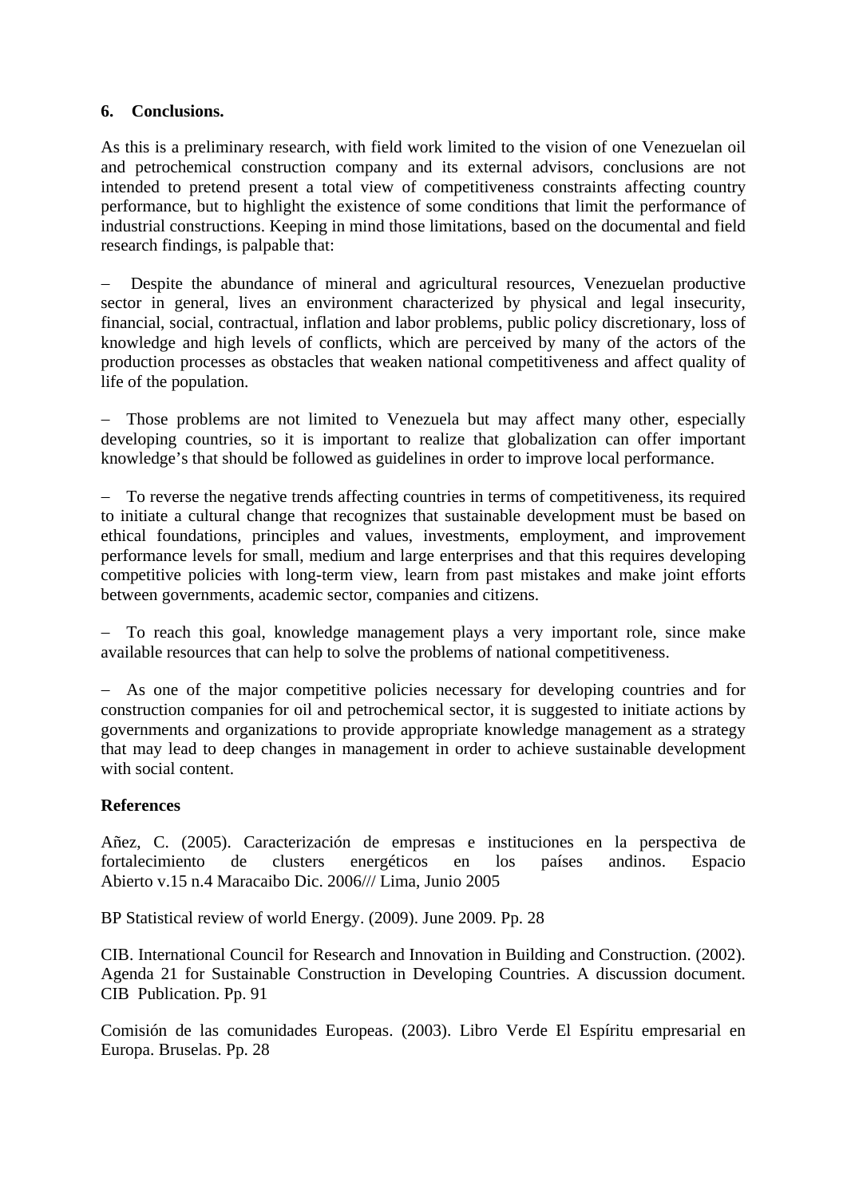## 6. Conclusions.

As this is a preliminary research, with field work limited to the vision of one Venezuelan oil and petrochemical construction company and its external advisors, conclusions are not intended to pretend present a total view of competitiveness constraints affecting country performance, but to highlight the existence of some conditions that limit the performance of industrial constructions. Keeping in mind those limitations, based on the documental and field research findings, is palpable that:

– Despite the abundance of mineral and agricultural resources, Venezuelan productive sector in general, lives an environment characterized by physical and legal insecurity, financial, social, contractual, inflation and labor problems, public policy discretionary, loss of knowledge and high levels of conflicts, which are perceived by many of the actors of the production processes as obstacles that weaken national competitiveness and affect quality of life of the population.

– Those problems are not limited to Venezuela but may affect many other, especially developing countries, so it is important to realize that globalization can offer important knowledge's that should be followed as guidelines in order to improve local performance.

– To reverse the negative trends affecting countries in terms of competitiveness, its required to initiate a cultural change that recognizes that sustainable development must be based on ethical foundations, principles and values, investments, employment, and improvement performance levels for small, medium and large enterprises and that this requires developing competitive policies with long-term view, learn from past mistakes and make joint efforts between governments, academic sector, companies and citizens.

– To reach this goal, knowledge management plays a very important role, since make available resources that can help to solve the problems of national competitiveness.

– As one of the major competitive policies necessary for developing countries and for construction companies for oil and petrochemical sector, it is suggested to initiate actions by governments and organizations to provide appropriate knowledge management as a strategy that may lead to deep changes in management in order to achieve sustainable development with social content.

**References**

Añez, C. (2005). Caracterización de empresas e instituciones en la perspectiva de fortalecimiento de clusters energéticos en los países andinos. Espacio Abierto v.15 n.4 Maracaibo Dic. 2006/// Lima, Junio 2005

BP Statistical review of world Energy. (2009). June 2009. Pp. 28

CIB. International Council for Research and Innovation in Building and Construction. (2002). Agenda 21 for Sustainable Construction in Developing Countries. A discussion document. CIB Publication. Pp. 91

Comisión de las comunidades Europeas. (2003). Libro Verde El Espíritu empresarial en Europa. Bruselas. Pp. 28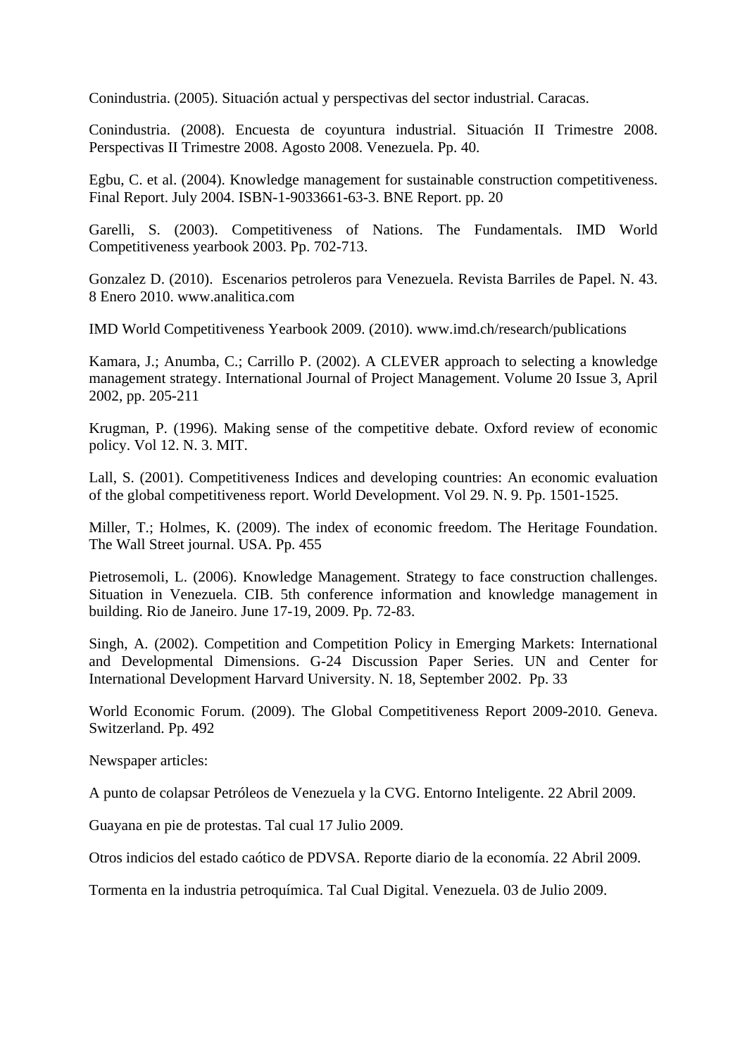Conindustria. (2005). Situación actual y perspectivas del sector industrial. Caracas.

Conindustria. (2008). Encuesta de coyuntura industrial. Situación II Trimestre 2008. Perspectivas II Trimestre 2008. Agosto 2008. Venezuela. Pp. 40.

Egbu, C. et al. (2004). Knowledge management for sustainable construction competitiveness. Final Report. July 2004. ISBN-1-9033661-63-3. BNE Report. pp. 20

Garelli, S. (2003). Competitiveness of Nations. The Fundamentals. IMD World Competitiveness yearbook 2003. Pp. 702-713.

Gonzalez D. (2010). Escenarios petroleros para Venezuela. Revista Barriles de Papel. N. 43. 8 Enero 2010. www.analitica.com

IMD World Competitiveness Yearbook 2009. (2010). www.imd.ch/research/publications

Kamara, J.; Anumba, C.; Carrillo P. (2002). A CLEVER approach to selecting a knowledge management strategy. International Journal of Project Management. Volume 20 Issue 3, April 2002, pp. 205-211

Krugman, P. (1996). Making sense of the competitive debate. Oxford review of economic policy. Vol 12. N. 3. MIT.

Lall, S. (2001). Competitiveness Indices and developing countries: An economic evaluation of the global competitiveness report. World Development. Vol 29. N. 9. Pp. 1501-1525.

Miller, T.; Holmes, K. (2009). The index of economic freedom. The Heritage Foundation. The Wall Street journal. USA. Pp. 455

Pietrosemoli, L. (2006). Knowledge Management. Strategy to face construction challenges. Situation in Venezuela. CIB. 5th conference information and knowledge management in building. Rio de Janeiro. June 17-19, 2009. Pp. 72-83.

Singh, A. (2002). Competition and Competition Policy in Emerging Markets: International and Developmental Dimensions. G-24 Discussion Paper Series. UN and Center for International Development Harvard University. N. 18, September 2002. Pp. 33

World Economic Forum. (2009). The Global Competitiveness Report 2009-2010. Geneva. Switzerland. Pp. 492

Newspaper articles:

A punto de colapsar Petróleos de Venezuela y la CVG. Entorno Inteligente. 22 Abril 2009.

Guayana en pie de protestas. Tal cual 17 Julio 2009.

Otros indicios del estado caótico de PDVSA. Reporte diario de la economía. 22 Abril 2009.

Tormenta en la industria petroquímica. Tal Cual Digital. Venezuela. 03 de Julio 2009.